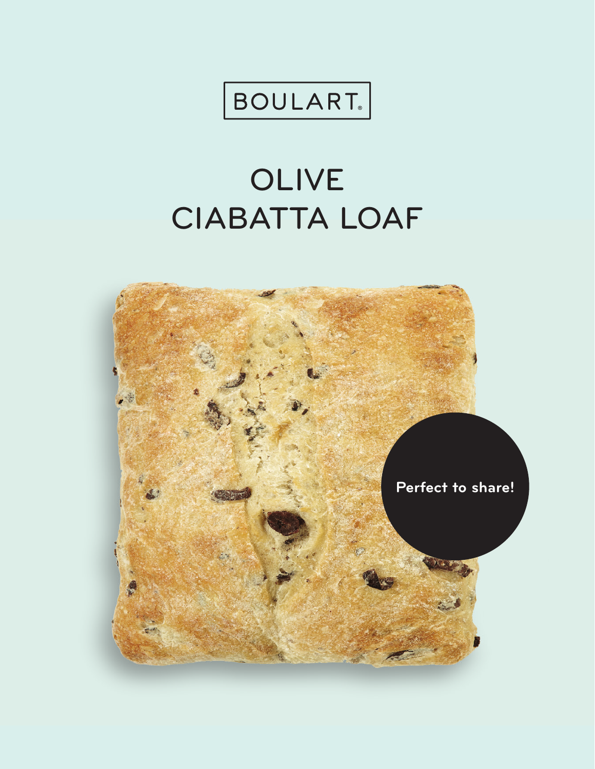BOULART®

# OLIVE CIABATTA LOAF

Perfect to share!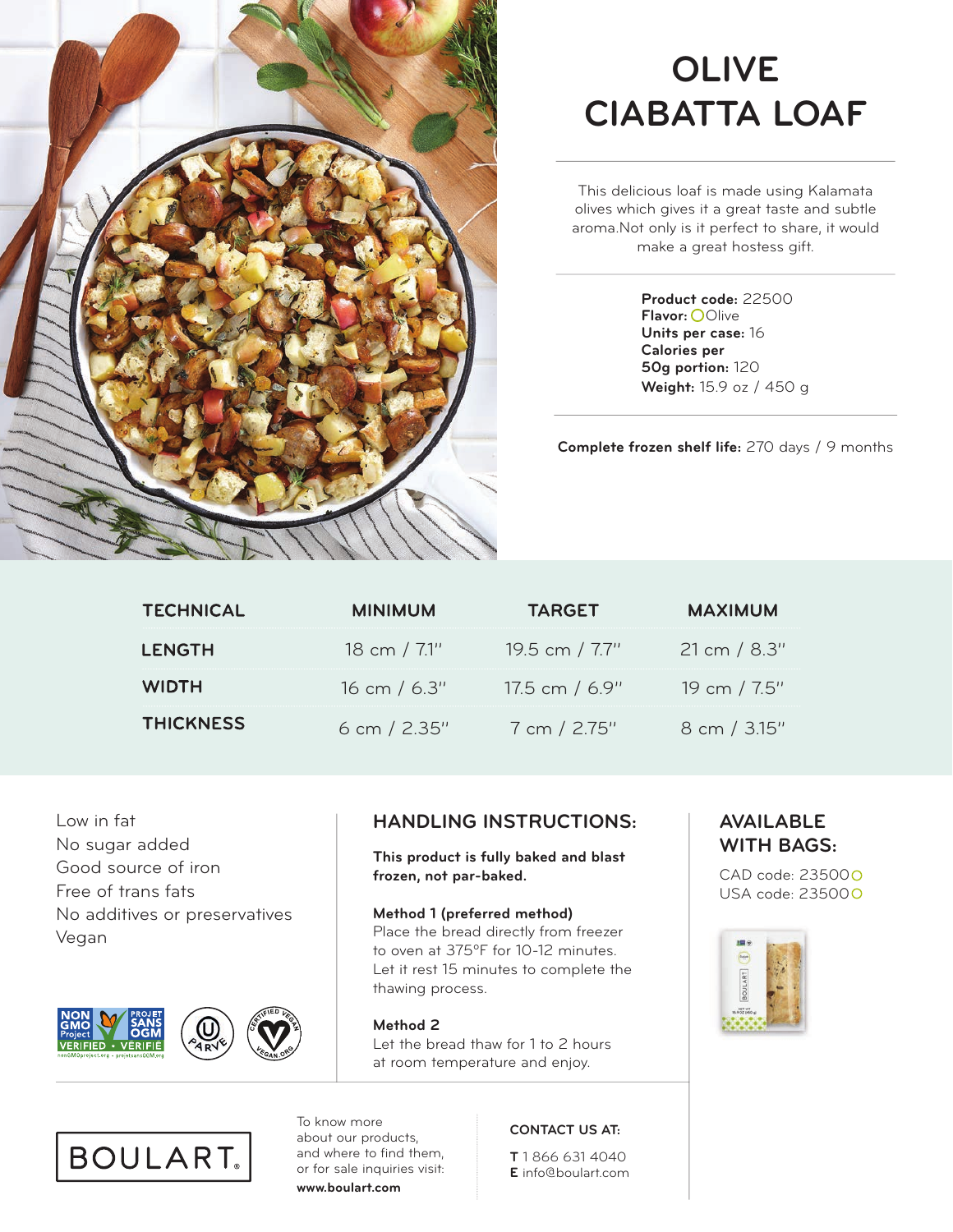# OLIVE CIABATTA LOAF

This delicious loaf is made using Kalamata olives which gives it a great taste and subtle aroma.Not only is it perfect to share, it would make a great hostess gift.

**Product code:** 22500
**Flavor:** Olive
**Units per case:** 16
**Calories per 50g portion:** 120
**Weight:** 15.9 oz / 450 g

**Complete frozen shelf life:** 270 days / 9 months

| TECHNICAL | MINIMUM | TARGET | MAXIMUM |
|---|---|---|---|
| LENGTH | 18 cm / 7.1" | 19.5 cm / 7.7" | 21 cm / 8.3" |
| WIDTH | 16 cm / 6.3" | 17.5 cm / 6.9" | 19 cm / 7.5" |
| THICKNESS | 6 cm / 2.35" | 7 cm / 2.75" | 8 cm / 3.15" |

Low in fat
No sugar added
Good source of iron
Free of trans fats
No additives or preservatives
Vegan

## HANDLING INSTRUCTIONS:

**This product is fully baked and blast frozen, not par-baked.**

**Method 1 (preferred method)**
Place the bread directly from freezer to oven at 375°F for 10-12 minutes. Let it rest 15 minutes to complete the thawing process.

**Method 2**
Let the bread thaw for 1 to 2 hours at room temperature and enjoy.

## AVAILABLE WITH BAGS:

CAD code: 23500
USA code: 23500

BOULART

To know more about our products, and where to find them, or for sale inquiries visit:
**www.boulart.com**

**CONTACT US AT:**

**T** 1 866 631 4040
**E** info@boulart.com